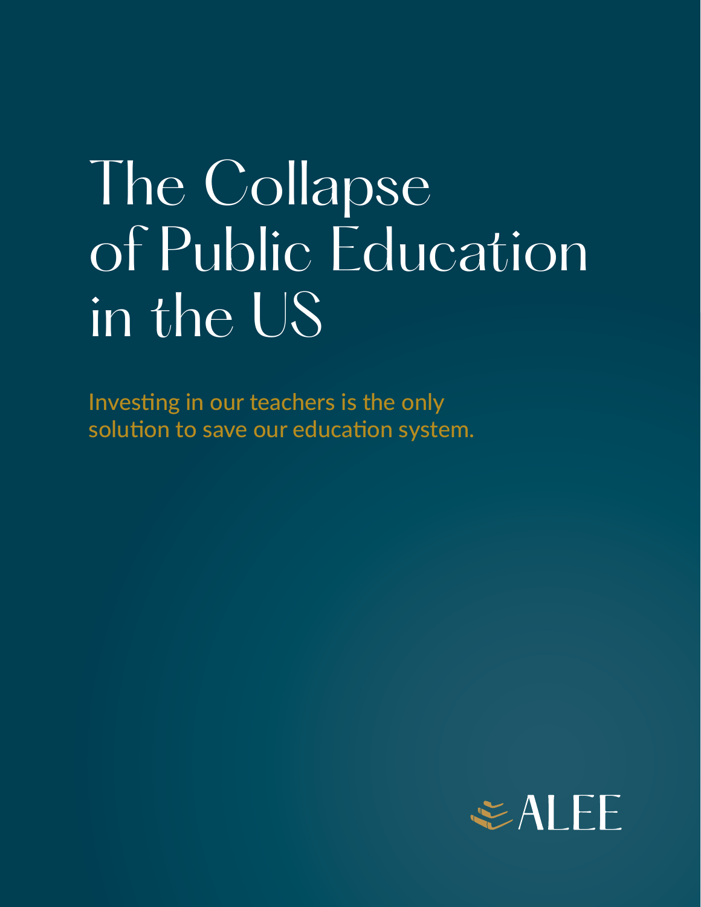# The Collapse of Public Education in the US

Investing in our teachers is the only solution to save our education system.

ALEE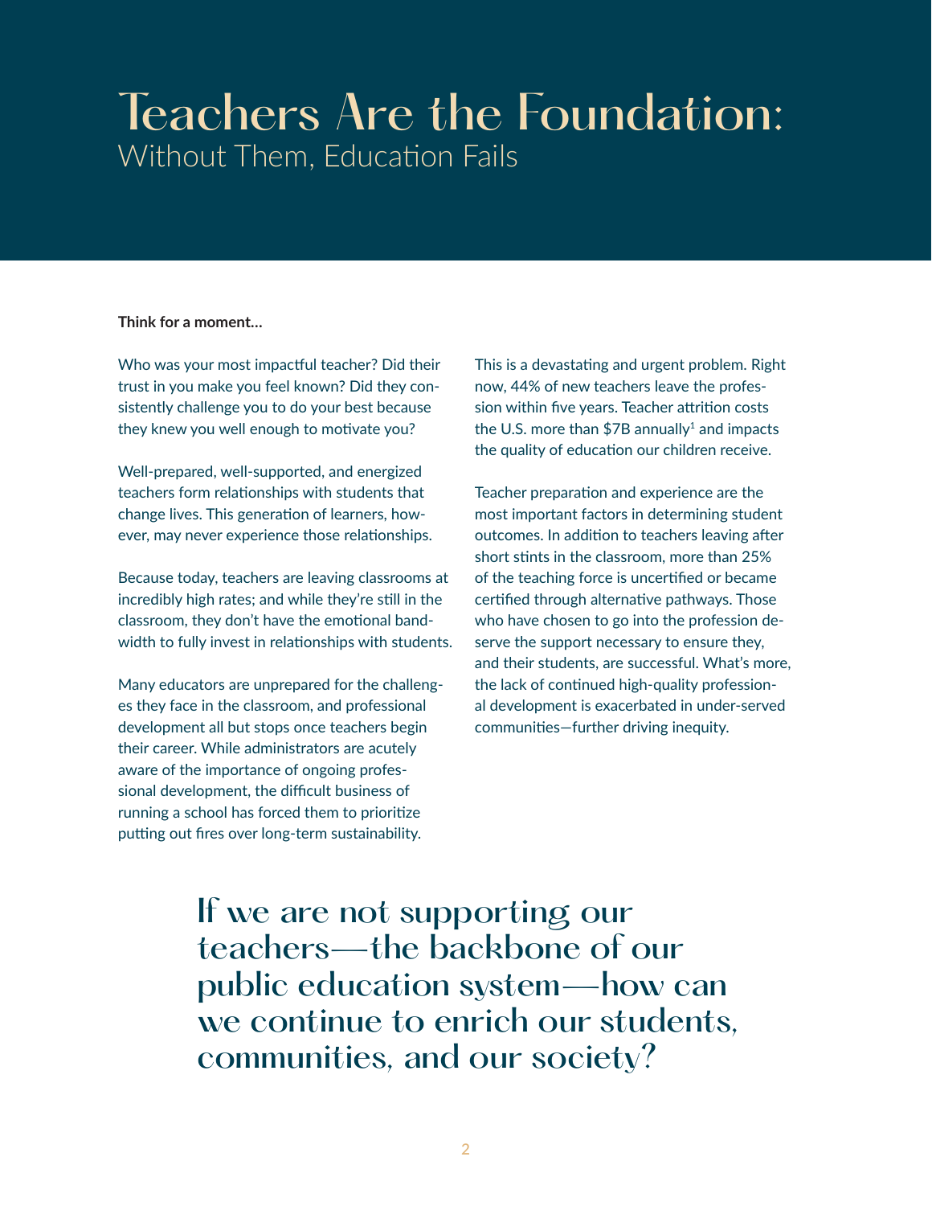# Teachers Are the Foundation:
## Without Them, Education Fails

**Think for a moment…**

Who was your most impactful teacher? Did their trust in you make you feel known? Did they consistently challenge you to do your best because they knew you well enough to motivate you?

Well-prepared, well-supported, and energized teachers form relationships with students that change lives. This generation of learners, however, may never experience those relationships.

Because today, teachers are leaving classrooms at incredibly high rates; and while they're still in the classroom, they don't have the emotional bandwidth to fully invest in relationships with students.

Many educators are unprepared for the challenges they face in the classroom, and professional development all but stops once teachers begin their career. While administrators are acutely aware of the importance of ongoing professional development, the difficult business of running a school has forced them to prioritize putting out fires over long-term sustainability.

This is a devastating and urgent problem. Right now, 44% of new teachers leave the profession within five years. Teacher attrition costs the U.S. more than $7B annually[1] and impacts the quality of education our children receive.

Teacher preparation and experience are the most important factors in determining student outcomes. In addition to teachers leaving after short stints in the classroom, more than 25% of the teaching force is uncertified or became certified through alternative pathways. Those who have chosen to go into the profession deserve the support necessary to ensure they, and their students, are successful. What's more, the lack of continued high-quality professional development is exacerbated in under-served communities—further driving inequity.

> If we are not supporting our teachers—the backbone of our public education system—how can we continue to enrich our students, communities, and our society?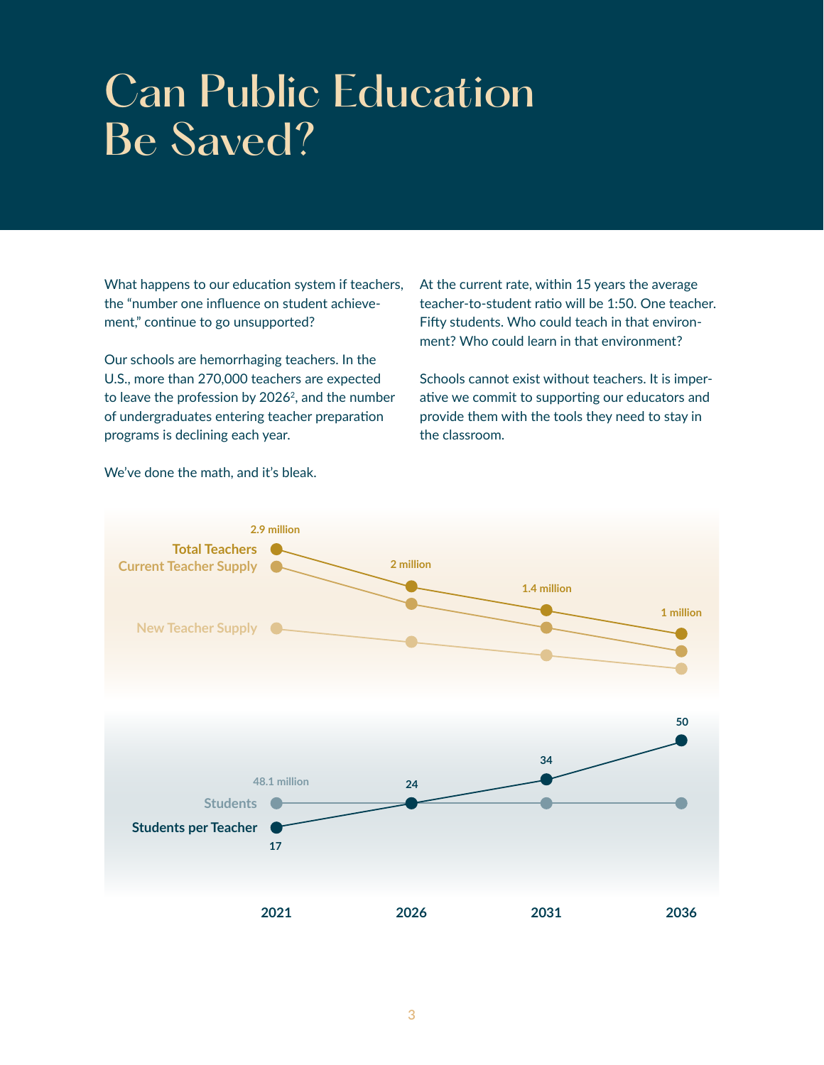# Can Public Education Be Saved?

What happens to our education system if teachers, the "number one influence on student achievement," continue to go unsupported?

Our schools are hemorrhaging teachers. In the U.S., more than 270,000 teachers are expected to leave the profession by 2026[2], and the number of undergraduates entering teacher preparation programs is declining each year.

We've done the math, and it's bleak.

At the current rate, within 15 years the average teacher-to-student ratio will be 1:50. One teacher. Fifty students. Who could teach in that environment? Who could learn in that environment?

Schools cannot exist without teachers. It is imperative we commit to supporting our educators and provide them with the tools they need to stay in the classroom.

| | 2021 | 2026 | 2031 | 2036 |
|---|---|---|---|---|
| Total Teachers | 2.9 million | 2 million | 1.4 million | 1 million |
| Students | 48.1 million | | | |
| Students per Teacher | 17 | 24 | 34 | 50 |

Chart series also shown: Current Teacher Supply, New Teacher Supply.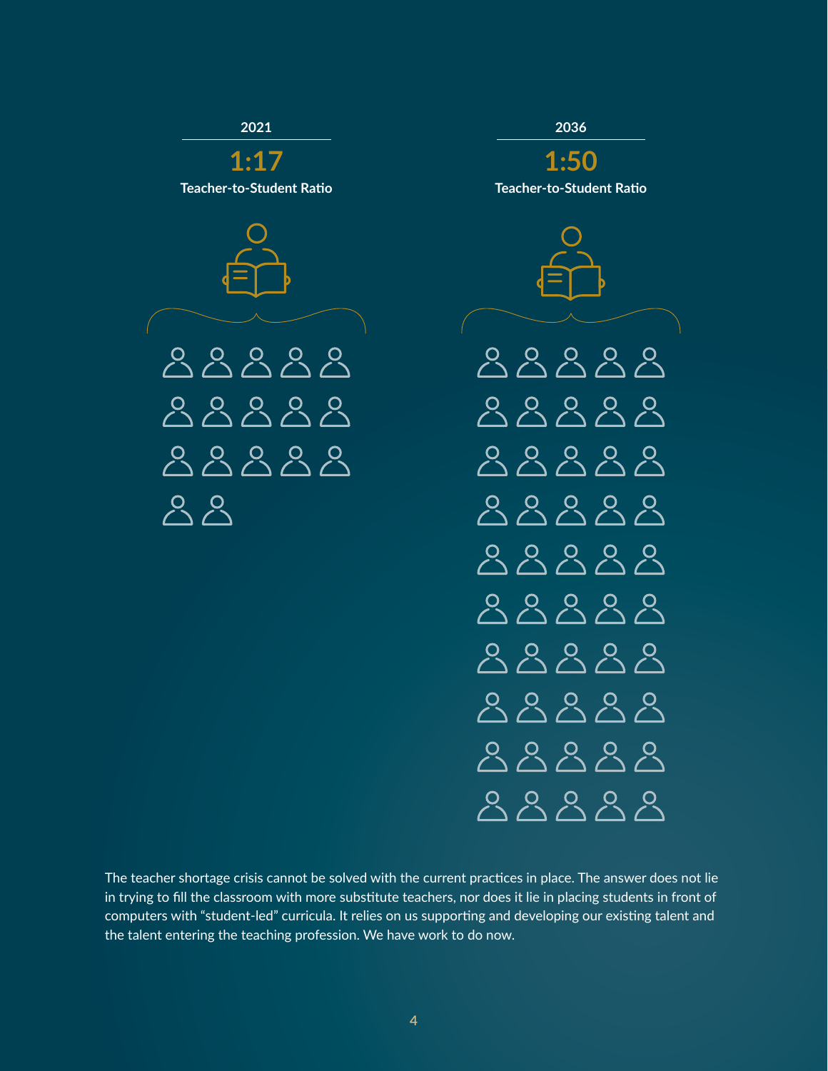**2021**

**1:17**

**Teacher-to-Student Ratio**

**2036**

**1:50**

**Teacher-to-Student Ratio**

The teacher shortage crisis cannot be solved with the current practices in place. The answer does not lie in trying to fill the classroom with more substitute teachers, nor does it lie in placing students in front of computers with "student-led" curricula. It relies on us supporting and developing our existing talent and the talent entering the teaching profession. We have work to do now.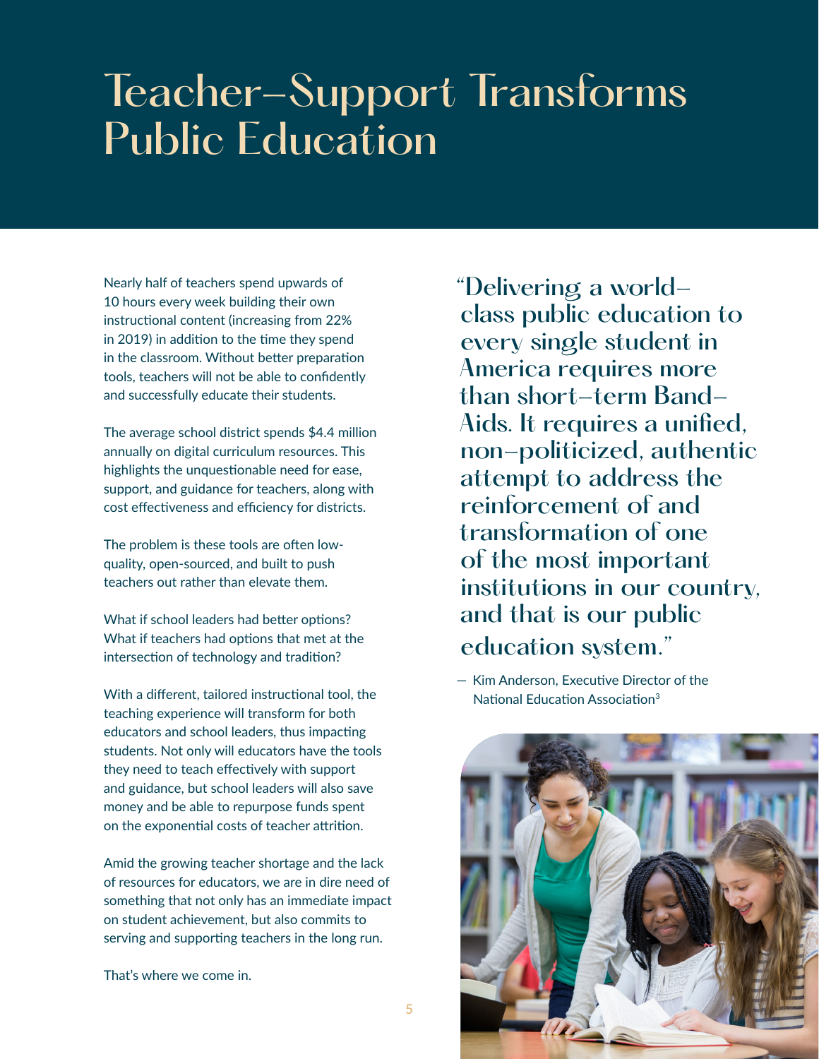# Teacher-Support Transforms Public Education

Nearly half of teachers spend upwards of 10 hours every week building their own instructional content (increasing from 22% in 2019) in addition to the time they spend in the classroom. Without better preparation tools, teachers will not be able to confidently and successfully educate their students.

The average school district spends $4.4 million annually on digital curriculum resources. This highlights the unquestionable need for ease, support, and guidance for teachers, along with cost effectiveness and efficiency for districts.

The problem is these tools are often low-quality, open-sourced, and built to push teachers out rather than elevate them.

What if school leaders had better options? What if teachers had options that met at the intersection of technology and tradition?

With a different, tailored instructional tool, the teaching experience will transform for both educators and school leaders, thus impacting students. Not only will educators have the tools they need to teach effectively with support and guidance, but school leaders will also save money and be able to repurpose funds spent on the exponential costs of teacher attrition.

Amid the growing teacher shortage and the lack of resources for educators, we are in dire need of something that not only has an immediate impact on student achievement, but also commits to serving and supporting teachers in the long run.

That's where we come in.

> "Delivering a world-class public education to every single student in America requires more than short-term Band-Aids. It requires a unified, non-politicized, authentic attempt to address the reinforcement of and transformation of one of the most important institutions in our country, and that is our public education system."
>
> — Kim Anderson, Executive Director of the National Education Association[3]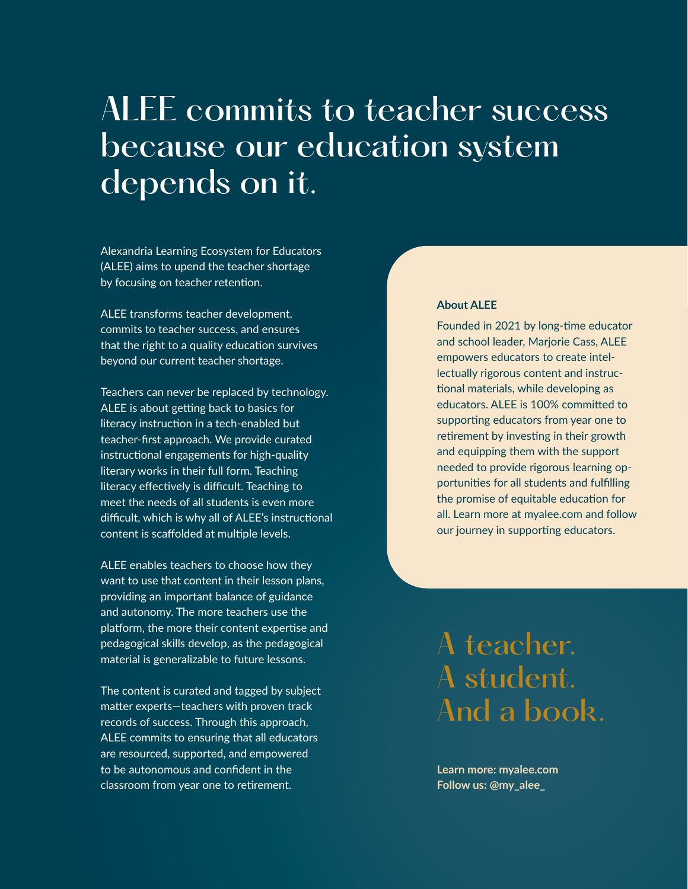# ALEE commits to teacher success because our education system depends on it.

Alexandria Learning Ecosystem for Educators (ALEE) aims to upend the teacher shortage by focusing on teacher retention.

ALEE transforms teacher development, commits to teacher success, and ensures that the right to a quality education survives beyond our current teacher shortage.

Teachers can never be replaced by technology. ALEE is about getting back to basics for literacy instruction in a tech-enabled but teacher-first approach. We provide curated instructional engagements for high-quality literary works in their full form. Teaching literacy effectively is difficult. Teaching to meet the needs of all students is even more difficult, which is why all of ALEE's instructional content is scaffolded at multiple levels.

ALEE enables teachers to choose how they want to use that content in their lesson plans, providing an important balance of guidance and autonomy. The more teachers use the platform, the more their content expertise and pedagogical skills develop, as the pedagogical material is generalizable to future lessons.

The content is curated and tagged by subject matter experts—teachers with proven track records of success. Through this approach, ALEE commits to ensuring that all educators are resourced, supported, and empowered to be autonomous and confident in the classroom from year one to retirement.

**About ALEE**

Founded in 2021 by long-time educator and school leader, Marjorie Cass, ALEE empowers educators to create intellectually rigorous content and instructional materials, while developing as educators. ALEE is 100% committed to supporting educators from year one to retirement by investing in their growth and equipping them with the support needed to provide rigorous learning opportunities for all students and fulfilling the promise of equitable education for all. Learn more at myalee.com and follow our journey in supporting educators.

## A teacher. A student. And a book.

**Learn more: myalee.com**
**Follow us: @my_alee_**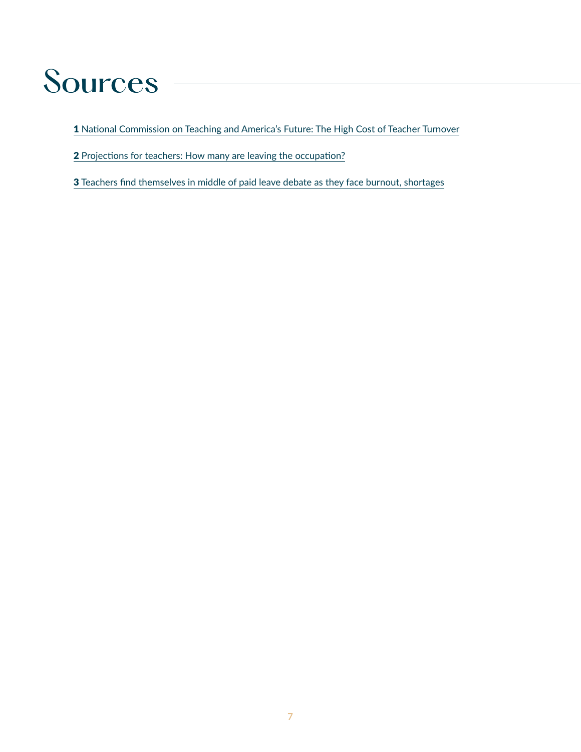# Sources

**1** National Commission on Teaching and America's Future: The High Cost of Teacher Turnover

**2** Projections for teachers: How many are leaving the occupation?

**3** Teachers find themselves in middle of paid leave debate as they face burnout, shortages